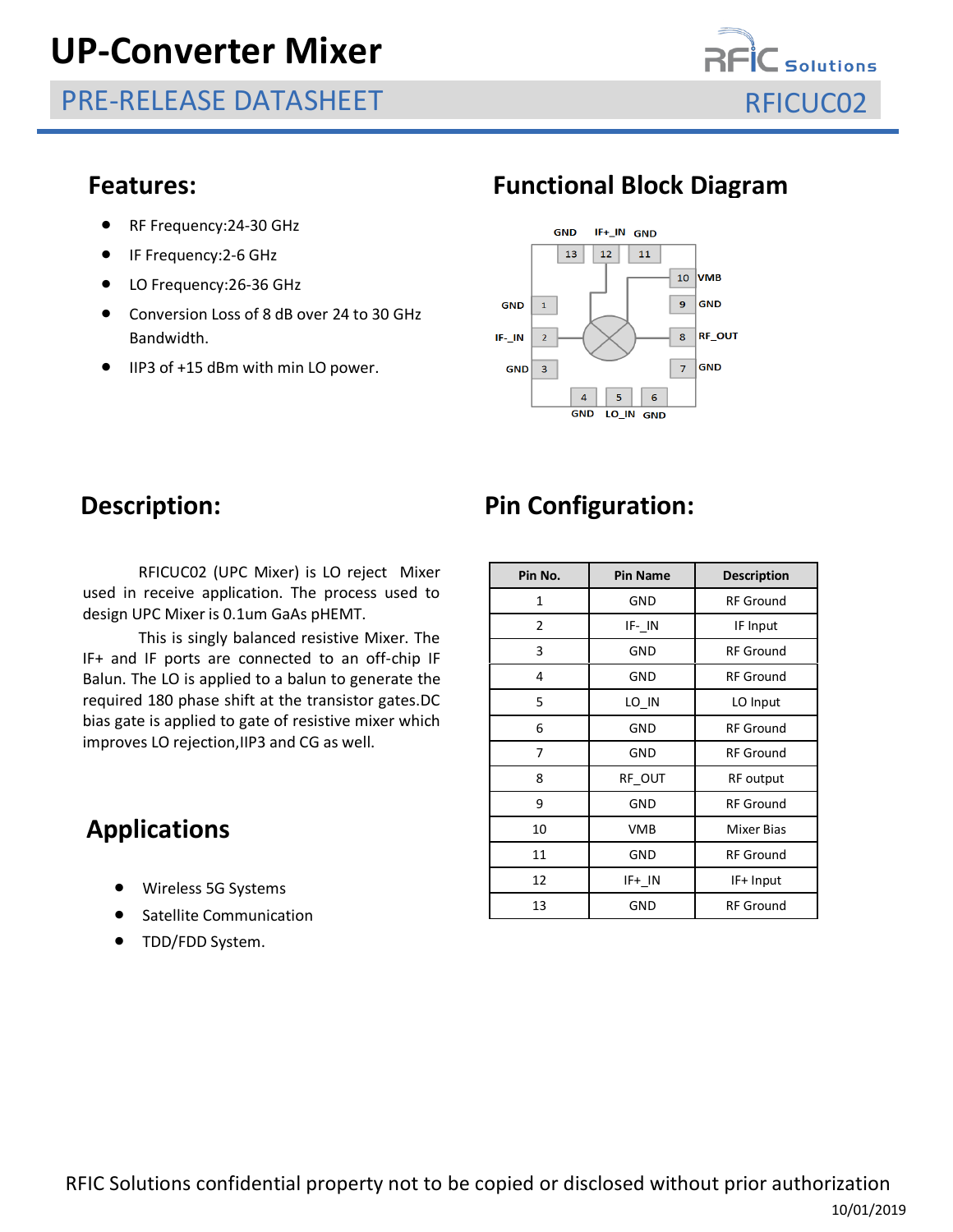# UP-Converter Mixer

## PRE-RELEASE DATASHEET

RFICUC02

## Features:

- RF Frequency:24-30 GHz
- IF Frequency:2-6 GHz
- LO Frequency:26-36 GHz
- Conversion Loss of 8 dB over 24 to 30 GHz Bandwidth.
- IIP3 of +15 dBm with min LO power.

## Functional Block Diagram

## Description:

RFICUC02 (UPC Mixer) is LO reject Mixer used in receive application. The process used to design UPC Mixer is 0.1um GaAs pHEMT.

This is singly balanced resistive Mixer. The IF+ and IF ports are connected to an off-chip IF Balun. The LO is applied to a balun to generate the required 180 phase shift at the transistor gates.DC bias gate is applied to gate of resistive mixer which improves LO rejection,IIP3 and CG as well.

## Applications

- Wireless 5G Systems
- Satellite Communication
- TDD/FDD System.

## Pin Configuration:

| Pin No. | Pin Name | Description |
|---|---|---|
| 1 | GND | RF Ground |
| 2 | IF-_IN | IF Input |
| 3 | GND | RF Ground |
| 4 | GND | RF Ground |
| 5 | LO_IN | LO Input |
| 6 | GND | RF Ground |
| 7 | GND | RF Ground |
| 8 | RF_OUT | RF output |
| 9 | GND | RF Ground |
| 10 | VMB | Mixer Bias |
| 11 | GND | RF Ground |
| 12 | IF+_IN | IF+ Input |
| 13 | GND | RF Ground |

RFIC Solutions confidential property not to be copied or disclosed without prior authorization

10/01/2019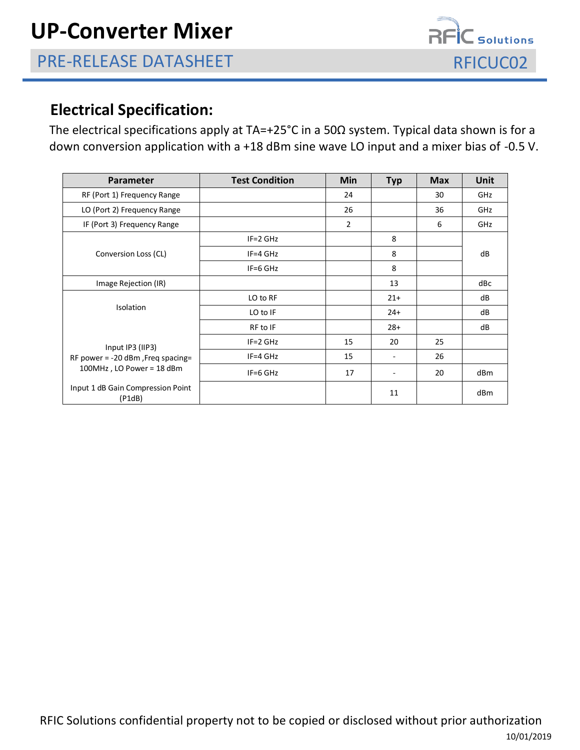## Electrical Specification:

The electrical specifications apply at TA=+25°C in a 50Ω system. Typical data shown is for a down conversion application with a +18 dBm sine wave LO input and a mixer bias of -0.5 V.

| Parameter | Test Condition | Min | Typ | Max | Unit |
|---|---|---|---|---|---|
| RF (Port 1) Frequency Range | | 24 | | 30 | GHz |
| LO (Port 2) Frequency Range | | 26 | | 36 | GHz |
| IF (Port 3) Frequency Range | | 2 | | 6 | GHz |
| Conversion Loss (CL) | IF=2 GHz | | 8 | | dB |
| | IF=4 GHz | | 8 | | |
| | IF=6 GHz | | 8 | | |
| Image Rejection (IR) | | | 13 | | dBc |
| Isolation | LO to RF | | 21+ | | dB |
| | LO to IF | | 24+ | | dB |
| | RF to IF | | 28+ | | dB |
| Input IP3 (IIP3) RF power = -20 dBm ,Freq spacing= 100MHz , LO Power = 18 dBm | IF=2 GHz | 15 | 20 | 25 | |
| | IF=4 GHz | 15 | - | 26 | |
| | IF=6 GHz | 17 | - | 20 | dBm |
| Input 1 dB Gain Compression Point (P1dB) | | | 11 | | dBm |

RFIC Solutions confidential property not to be copied or disclosed without prior authorization

10/01/2019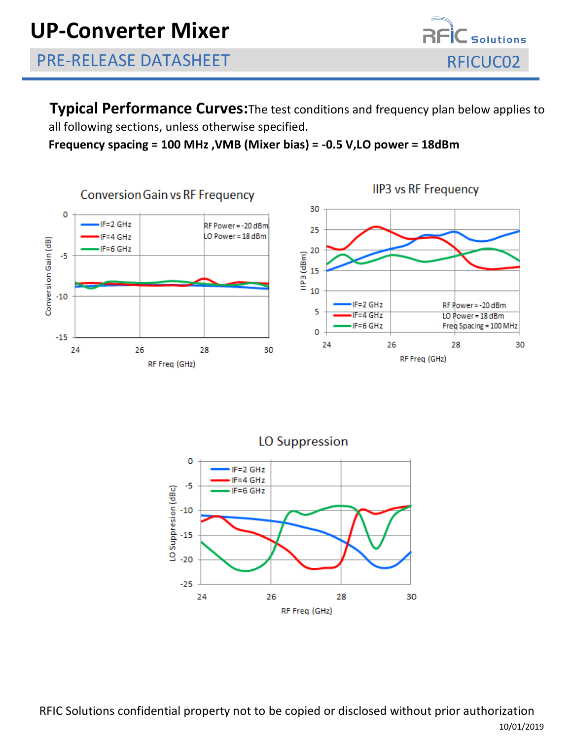**Typical Performance Curves:** The test conditions and frequency plan below applies to all following sections, unless otherwise specified.

**Frequency spacing = 100 MHz ,VMB (Mixer bias) = -0.5 V,LO power = 18dBm**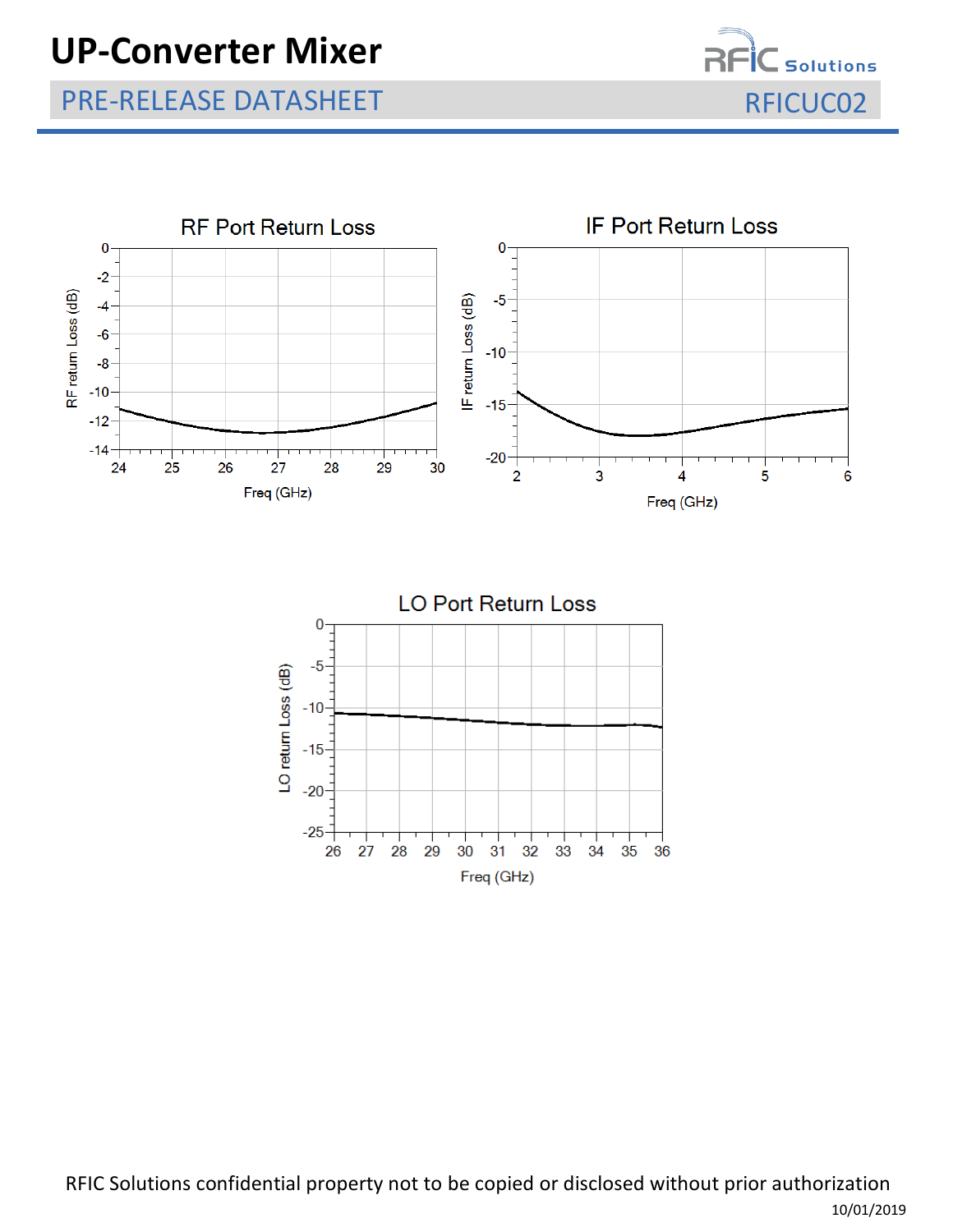RF Port Return Loss

IF Port Return Loss

LO Port Return Loss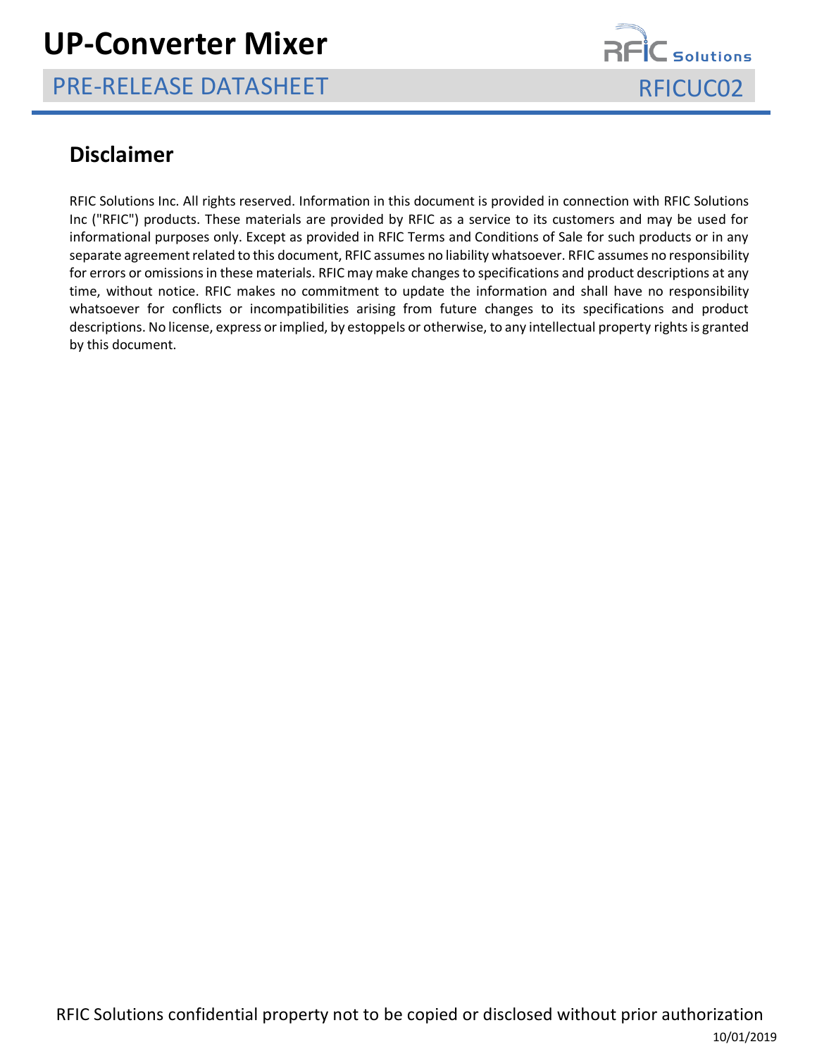## Disclaimer

RFIC Solutions Inc. All rights reserved. Information in this document is provided in connection with RFIC Solutions Inc ("RFIC") products. These materials are provided by RFIC as a service to its customers and may be used for informational purposes only. Except as provided in RFIC Terms and Conditions of Sale for such products or in any separate agreement related to this document, RFIC assumes no liability whatsoever. RFIC assumes no responsibility for errors or omissions in these materials. RFIC may make changes to specifications and product descriptions at any time, without notice. RFIC makes no commitment to update the information and shall have no responsibility whatsoever for conflicts or incompatibilities arising from future changes to its specifications and product descriptions. No license, express or implied, by estoppels or otherwise, to any intellectual property rights is granted by this document.